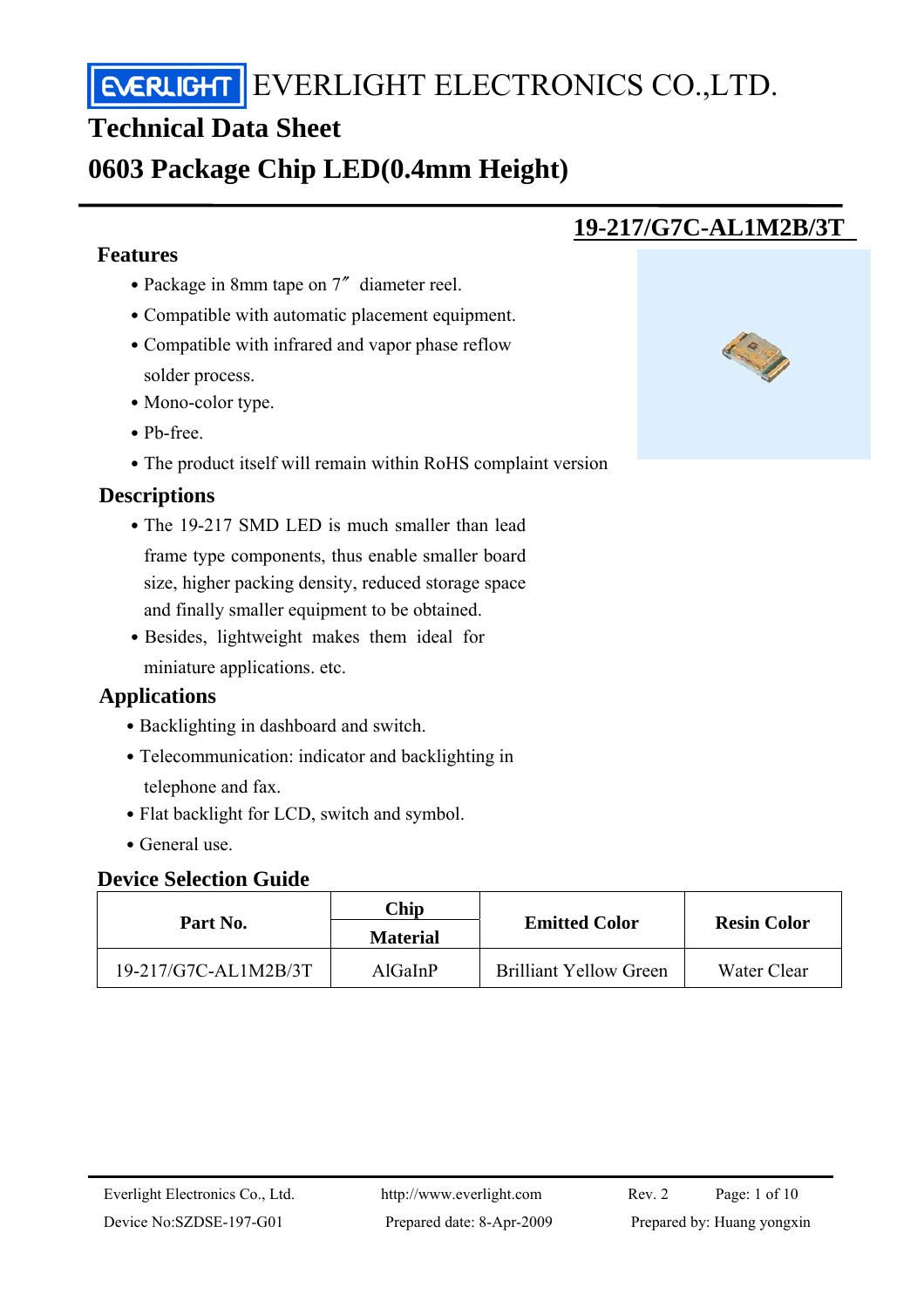EVERLIGHT ELECTRONICS CO.,LTD.

# Technical Data Sheet

# 0603 Package Chip LED(0.4mm Height)

## 19-217/G7C-AL1M2B/3T

## Features

- Package in 8mm tape on 7″ diameter reel.
- Compatible with automatic placement equipment.
- Compatible with infrared and vapor phase reflow solder process.
- Mono-color type.
- Pb-free.
- The product itself will remain within RoHS complaint version

## Descriptions

- The 19-217 SMD LED is much smaller than lead frame type components, thus enable smaller board size, higher packing density, reduced storage space and finally smaller equipment to be obtained.
- Besides, lightweight makes them ideal for miniature applications. etc.

## Applications

- Backlighting in dashboard and switch.
- Telecommunication: indicator and backlighting in telephone and fax.
- Flat backlight for LCD, switch and symbol.
- General use.

## Device Selection Guide

| Part No. | Chip Material | Emitted Color | Resin Color |
|---|---|---|---|
| 19-217/G7C-AL1M2B/3T | AlGaInP | Brilliant Yellow Green | Water Clear |

Everlight Electronics Co., Ltd. | http://www.everlight.com | Rev. 2

Device No:SZDSE-197-G01 | Prepared date: 8-Apr-2009 | Prepared by: Huang yongxin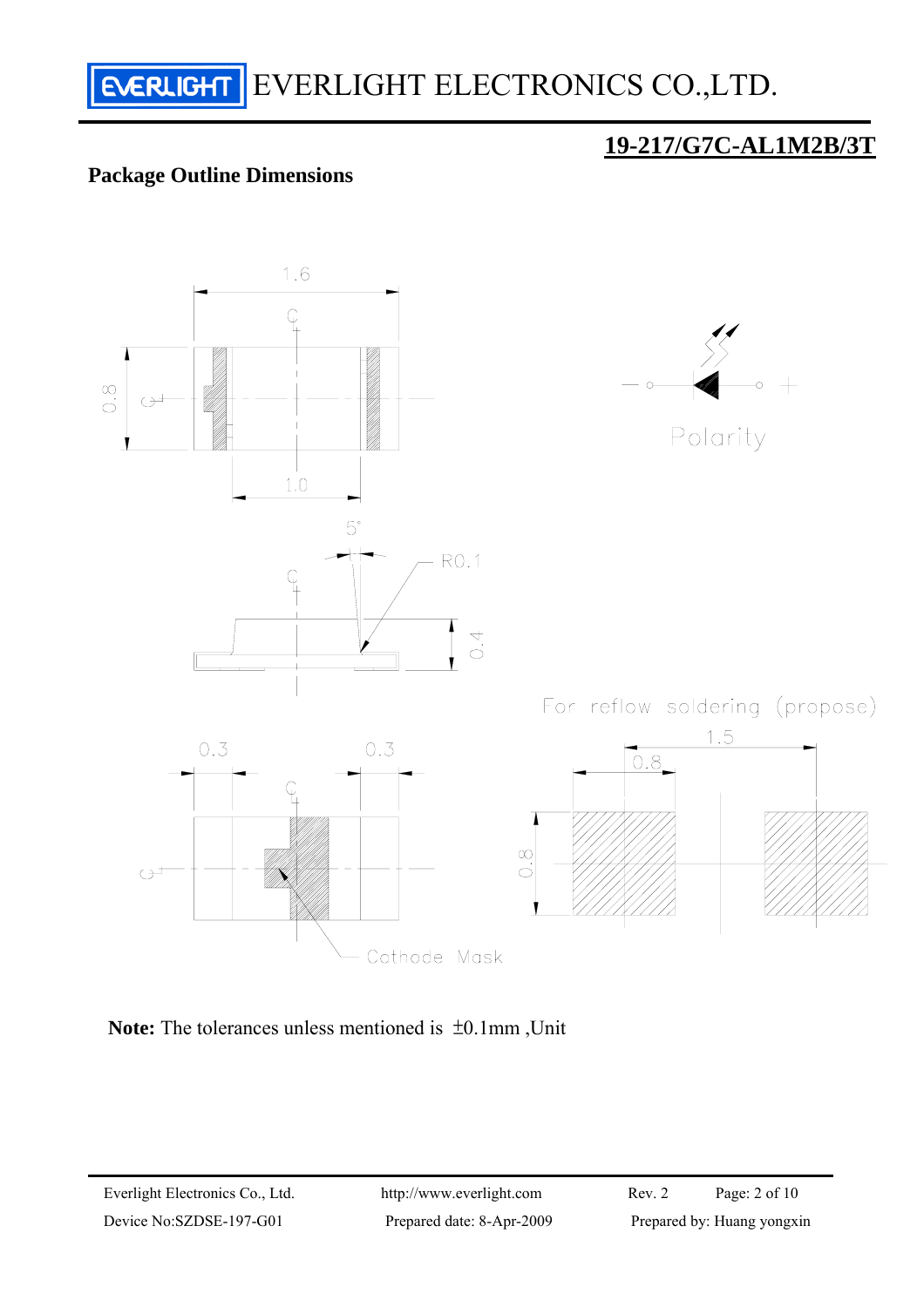EVERLIGHT ELECTRONICS CO.,LTD.

## 19-217/G7C-AL1M2B/3T

### Package Outline Dimensions

1.6

0.8

1.0

Polarity

5°

R0.1

0.4

For reflow soldering (propose)

0.3 0.3

1.5

0.8

0.8

Cathode Mask

**Note:** The tolerances unless mentioned is ±0.1mm ,Unit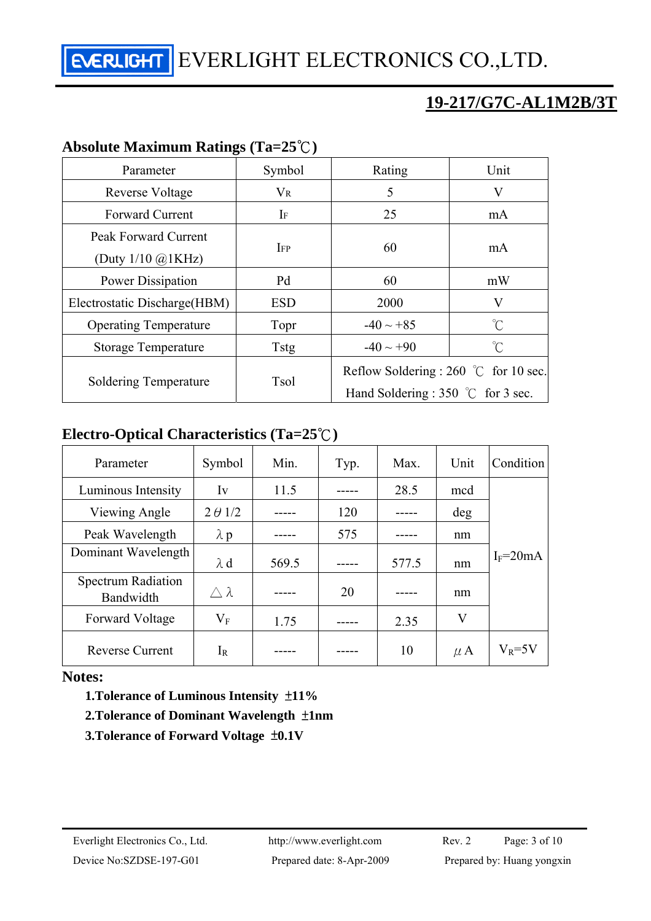## 19-217/G7C-AL1M2B/3T

### Absolute Maximum Ratings (Ta=25℃)

| Parameter | Symbol | Rating | Unit |
|---|---|---|---|
| Reverse Voltage | $V_R$ | 5 | V |
| Forward Current | $I_F$ | 25 | mA |
| Peak Forward Current (Duty 1/10 @1KHz) | $I_{FP}$ | 60 | mA |
| Power Dissipation | Pd | 60 | mW |
| Electrostatic Discharge(HBM) | ESD | 2000 | V |
| Operating Temperature | Topr | -40 ~ +85 | ℃ |
| Storage Temperature | Tstg | -40 ~ +90 | ℃ |
| Soldering Temperature | Tsol | Reflow Soldering : 260 ℃ for 10 sec. Hand Soldering : 350 ℃ for 3 sec. | |

### Electro-Optical Characteristics (Ta=25℃)

| Parameter | Symbol | Min. | Typ. | Max. | Unit | Condition |
|---|---|---|---|---|---|---|
| Luminous Intensity | Iv | 11.5 | ----- | 28.5 | mcd | $I_F$=20mA |
| Viewing Angle | $2\theta 1/2$ | ----- | 120 | ----- | deg | |
| Peak Wavelength | $\lambda p$ | ----- | 575 | ----- | nm | |
| Dominant Wavelength | $\lambda d$ | 569.5 | ----- | 577.5 | nm | |
| Spectrum Radiation Bandwidth | $\triangle\lambda$ | ----- | 20 | ----- | nm | |
| Forward Voltage | $V_F$ | 1.75 | ----- | 2.35 | V | |
| Reverse Current | $I_R$ | ----- | ----- | 10 | $\mu$A | $V_R$=5V |

**Notes:**

**1.Tolerance of Luminous Intensity ±11%**

**2.Tolerance of Dominant Wavelength ±1nm**

**3.Tolerance of Forward Voltage ±0.1V**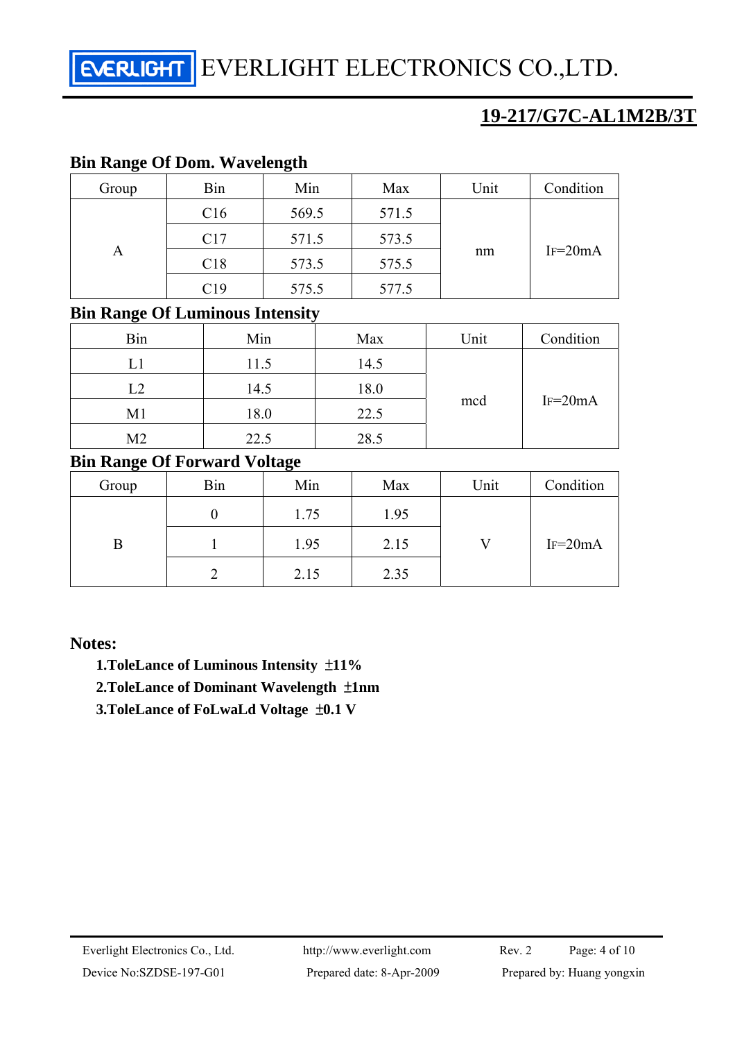## Bin Range Of Dom. Wavelength

| Group | Bin | Min | Max | Unit | Condition |
|---|---|---|---|---|---|
| A | C16 | 569.5 | 571.5 | nm | $I_F$=20mA |
| | C17 | 571.5 | 573.5 | | |
| | C18 | 573.5 | 575.5 | | |
| | C19 | 575.5 | 577.5 | | |

## Bin Range Of Luminous Intensity

| Bin | Min | Max | Unit | Condition |
|---|---|---|---|---|
| L1 | 11.5 | 14.5 | mcd | $I_F$=20mA |
| L2 | 14.5 | 18.0 | | |
| M1 | 18.0 | 22.5 | | |
| M2 | 22.5 | 28.5 | | |

## Bin Range Of Forward Voltage

| Group | Bin | Min | Max | Unit | Condition |
|---|---|---|---|---|---|
| B | 0 | 1.75 | 1.95 | V | $I_F$=20mA |
| | 1 | 1.95 | 2.15 | | |
| | 2 | 2.15 | 2.35 | | |

**Notes:**

1. **ToleLance of Luminous Intensity ±11%**
2. **ToleLance of Dominant Wavelength ±1nm**
3. **ToleLance of FoLwaLd Voltage ±0.1 V**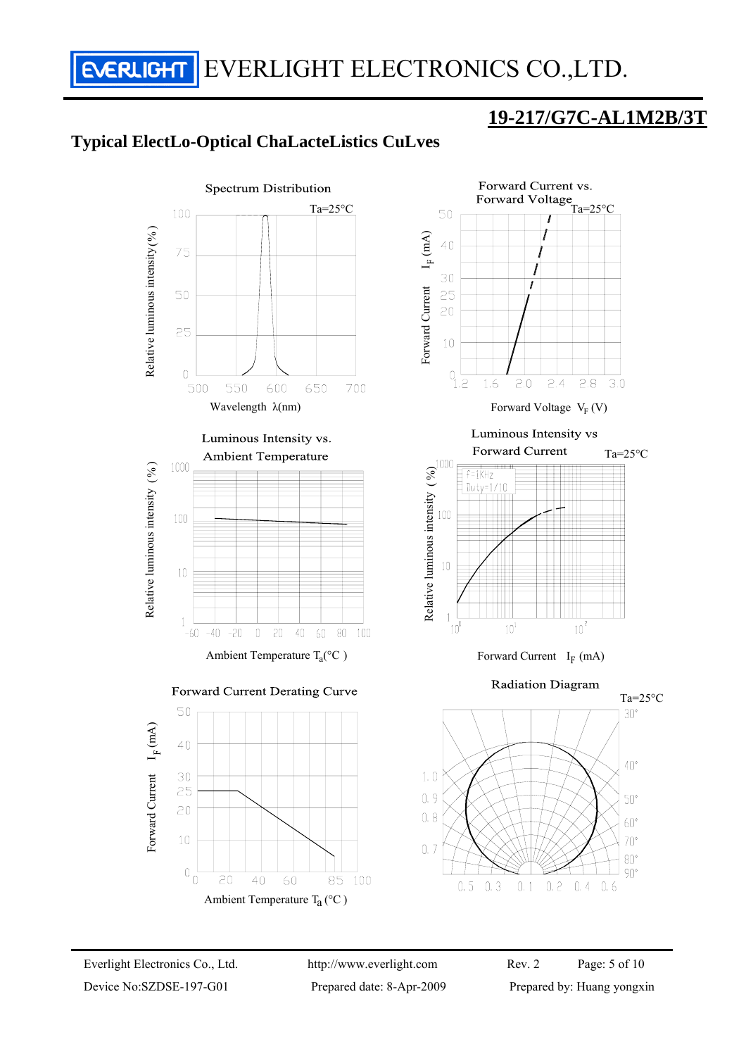## 19-217/G7C-AL1M2B/3T

### Typical ElectLo-Optical ChaLacteListics CuLves

**Spectrum Distribution**

Ta=25°C

Relative luminous intensity(%)

Wavelength λ(nm)

**Forward Current vs. Forward Voltage**

Ta=25°C

Forward Current $I_F$ (mA)

Forward Voltage $V_F$ (V)

**Luminous Intensity vs. Ambient Temperature**

Relative luminous intensity (%)

Ambient Temperature $T_a$(°C)

**Luminous Intensity vs Forward Current**

Ta=25°C

f=1KHz
Duty=1/10

Relative luminous intensity (%)

Forward Current $I_F$ (mA)

**Forward Current Derating Curve**

Forward Current $I_F$ (mA)

Ambient Temperature $T_a$ (°C)

**Radiation Diagram**

Ta=25°C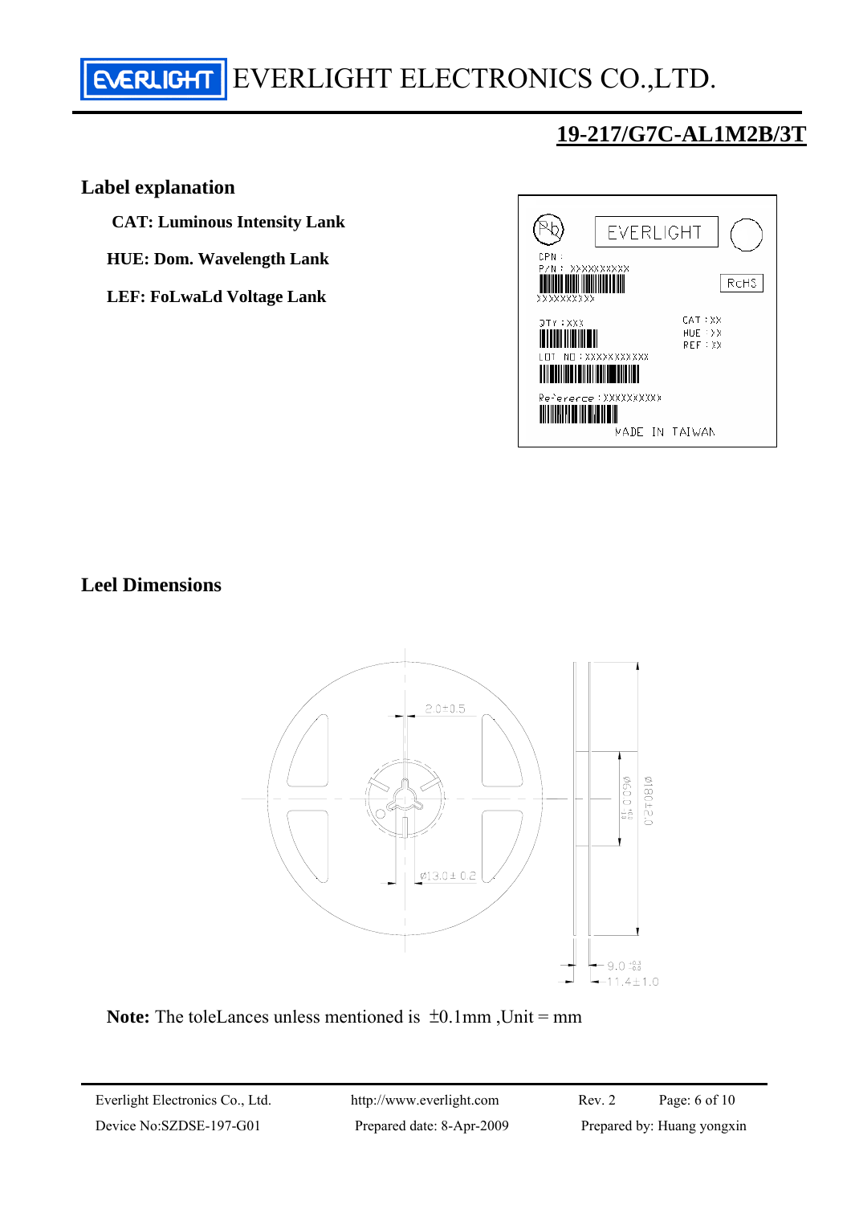## 19-217/G7C-AL1M2B/3T

### Label explanation

**CAT: Luminous Intensity Lank**

**HUE: Dom. Wavelength Lank**

**LEF: FoLwaLd Voltage Lank**

EVERLIGHT

CPN :
P/N : XXXXXXXXX
XXXXXXXXX

RoHS

QTY : XXX

CAT : XX
HUE : XX
REF : XX

LOT NO : XXXXXXXXXX

Reference : XXXXXXXXX

MADE IN TAIWAN

### Leel Dimensions

2.0±0.5

Ø13.0±0.2

Ø60.0 $^{+1.0}_{-1.0}$

Ø180±2.0

9.0 $^{+0.3}_{-0.0}$

11.4±1.0

**Note:** The toleLances unless mentioned is ±0.1mm ,Unit = mm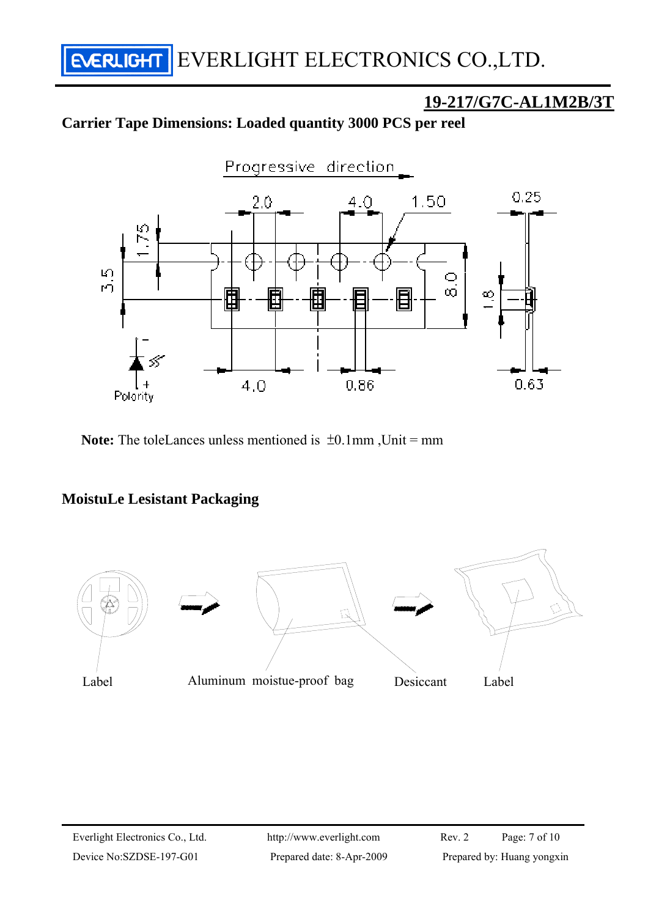## 19-217/G7C-AL1M2B/3T

### Carrier Tape Dimensions: Loaded quantity 3000 PCS per reel

Progressive direction

2.0 4.0 1.50 0.25

1.75

3.5

8.0

1.8

Polarity

4.0 0.86 0.63

**Note:** The toleLances unless mentioned is ±0.1mm ,Unit = mm

### MoistuLe Lesistant Packaging

Label Aluminum moistue-proof bag Desiccant Label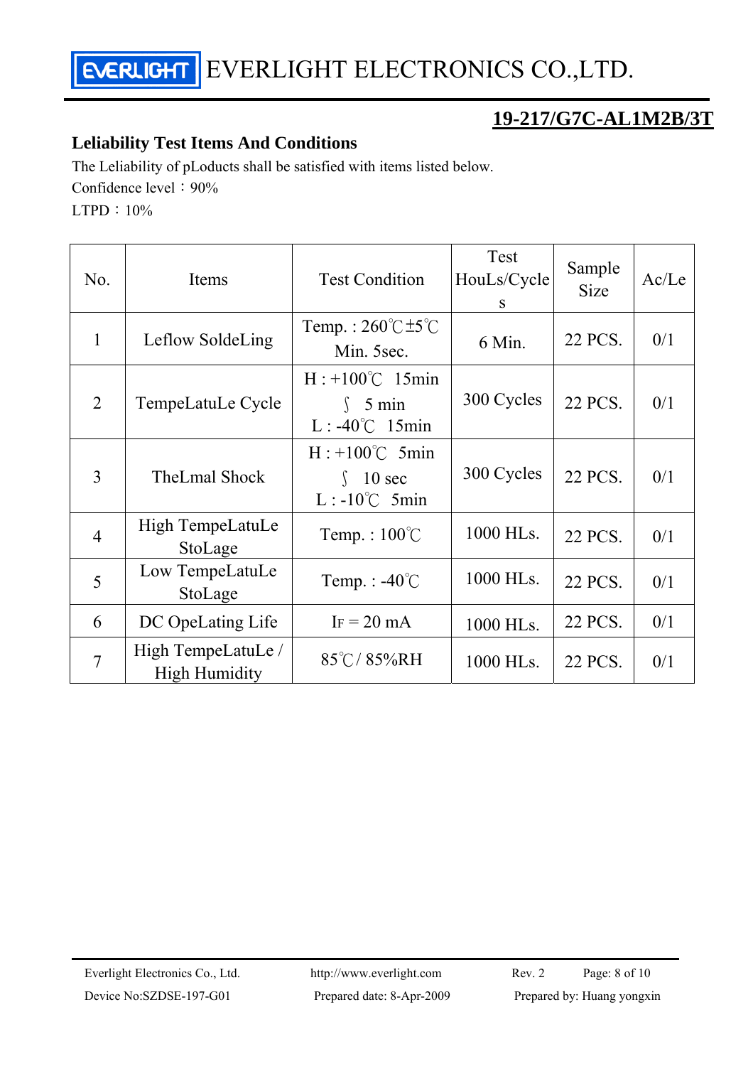# 19-217/G7C-AL1M2B/3T

## Leliability Test Items And Conditions

The Leliability of pLoducts shall be satisfied with items listed below.

Confidence level：90%

LTPD：10%

| No. | Items | Test Condition | Test HouLs/Cycles | Sample Size | Ac/Le |
|---|---|---|---|---|---|
| 1 | Leflow SoldeLing | Temp. : 260℃±5℃ Min. 5sec. | 6 Min. | 22 PCS. | 0/1 |
| 2 | TempeLatuLe Cycle | H : +100℃ 15min ∫ 5 min L : -40℃ 15min | 300 Cycles | 22 PCS. | 0/1 |
| 3 | TheLmal Shock | H : +100℃ 5min ∫ 10 sec L : -10℃ 5min | 300 Cycles | 22 PCS. | 0/1 |
| 4 | High TempeLatuLe StoLage | Temp. : 100℃ | 1000 HLs. | 22 PCS. | 0/1 |
| 5 | Low TempeLatuLe StoLage | Temp. : -40℃ | 1000 HLs. | 22 PCS. | 0/1 |
| 6 | DC OpeLating Life | $I_F$ = 20 mA | 1000 HLs. | 22 PCS. | 0/1 |
| 7 | High TempeLatuLe / High Humidity | 85℃/ 85%RH | 1000 HLs. | 22 PCS. | 0/1 |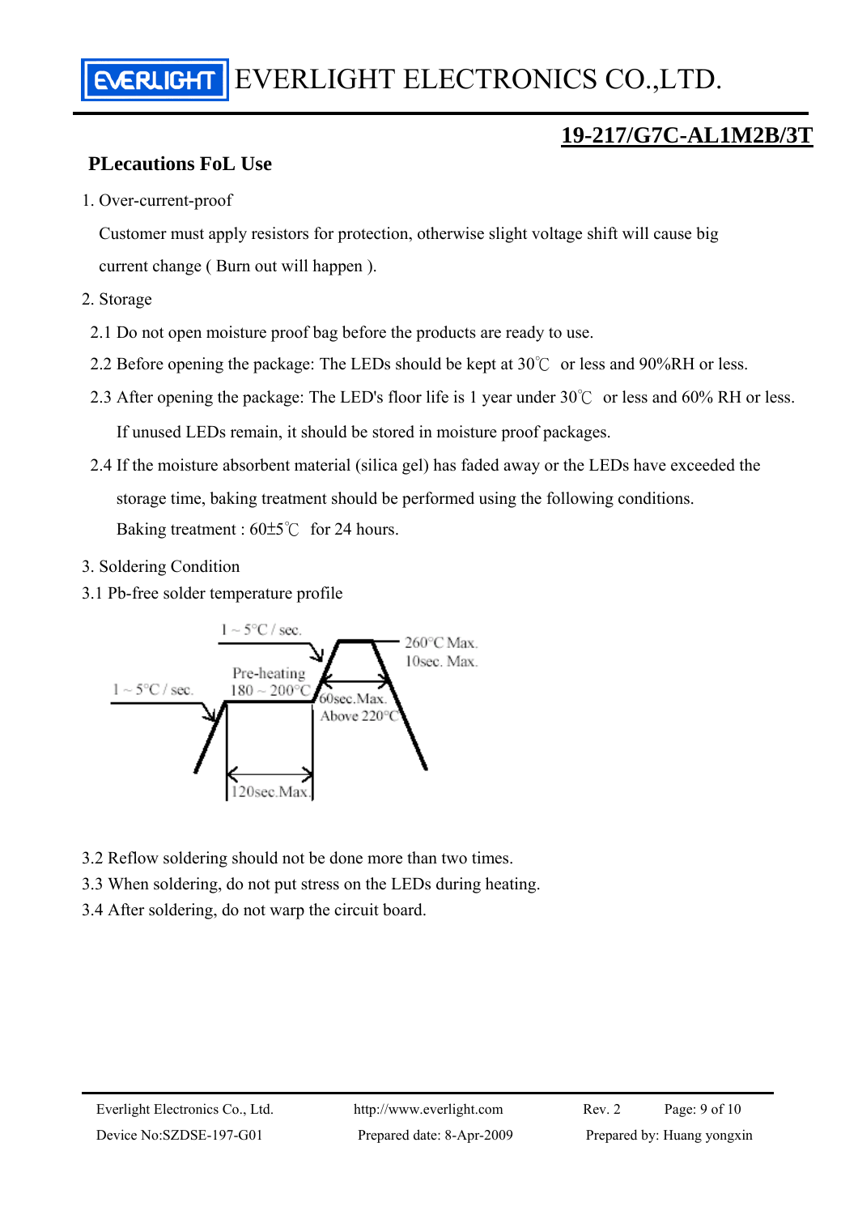## 19-217/G7C-AL1M2B/3T

### PLecautions FoL Use

1. Over-current-proof

   Customer must apply resistors for protection, otherwise slight voltage shift will cause big current change ( Burn out will happen ).

2. Storage

   2.1 Do not open moisture proof bag before the products are ready to use.

   2.2 Before opening the package: The LEDs should be kept at 30℃ or less and 90%RH or less.

   2.3 After opening the package: The LED's floor life is 1 year under 30℃ or less and 60% RH or less. If unused LEDs remain, it should be stored in moisture proof packages.

   2.4 If the moisture absorbent material (silica gel) has faded away or the LEDs have exceeded the storage time, baking treatment should be performed using the following conditions.
   Baking treatment : 60±5℃ for 24 hours.

3. Soldering Condition

3.1 Pb-free solder temperature profile

1 ~ 5°C / sec.

1 ~ 5°C / sec.

Pre-heating 180 ~ 200°C

260°C Max. 10sec. Max.

60sec.Max. Above 220°C

120sec.Max.

3.2 Reflow soldering should not be done more than two times.

3.3 When soldering, do not put stress on the LEDs during heating.

3.4 After soldering, do not warp the circuit board.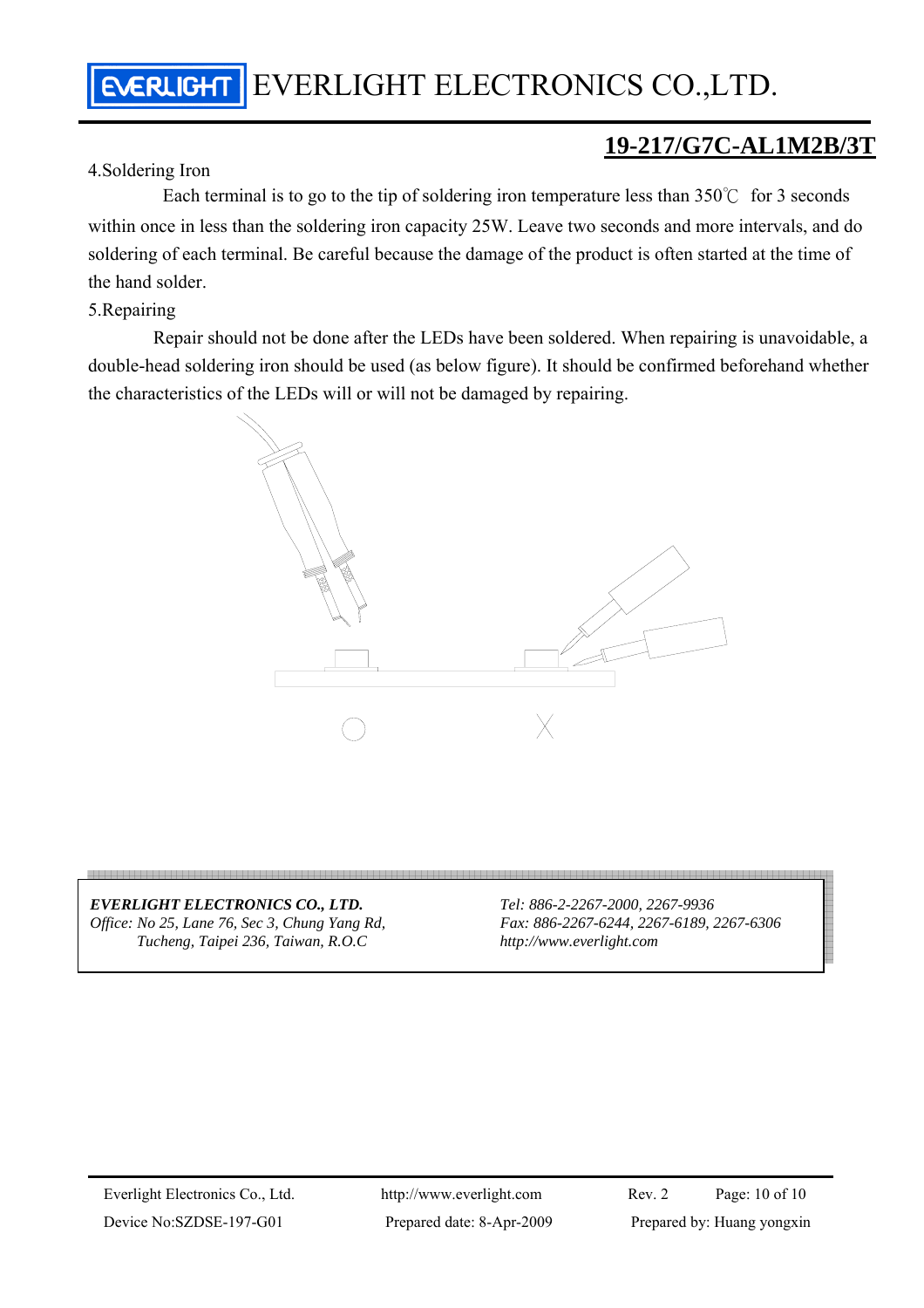## 19-217/G7C-AL1M2B/3T

4.Soldering Iron

Each terminal is to go to the tip of soldering iron temperature less than 350℃ for 3 seconds within once in less than the soldering iron capacity 25W. Leave two seconds and more intervals, and do soldering of each terminal. Be careful because the damage of the product is often started at the time of the hand solder.

5.Repairing

Repair should not be done after the LEDs have been soldered. When repairing is unavoidable, a double-head soldering iron should be used (as below figure). It should be confirmed beforehand whether the characteristics of the LEDs will or will not be damaged by repairing.

○

╳

***EVERLIGHT ELECTRONICS CO., LTD.***
*Office: No 25, Lane 76, Sec 3, Chung Yang Rd,*
*Tucheng, Taipei 236, Taiwan, R.O.C*

*Tel: 886-2-2267-2000, 2267-9936*
*Fax: 886-2-2267-6244, 2267-6189, 2267-6306*
*http://www.everlight.com*